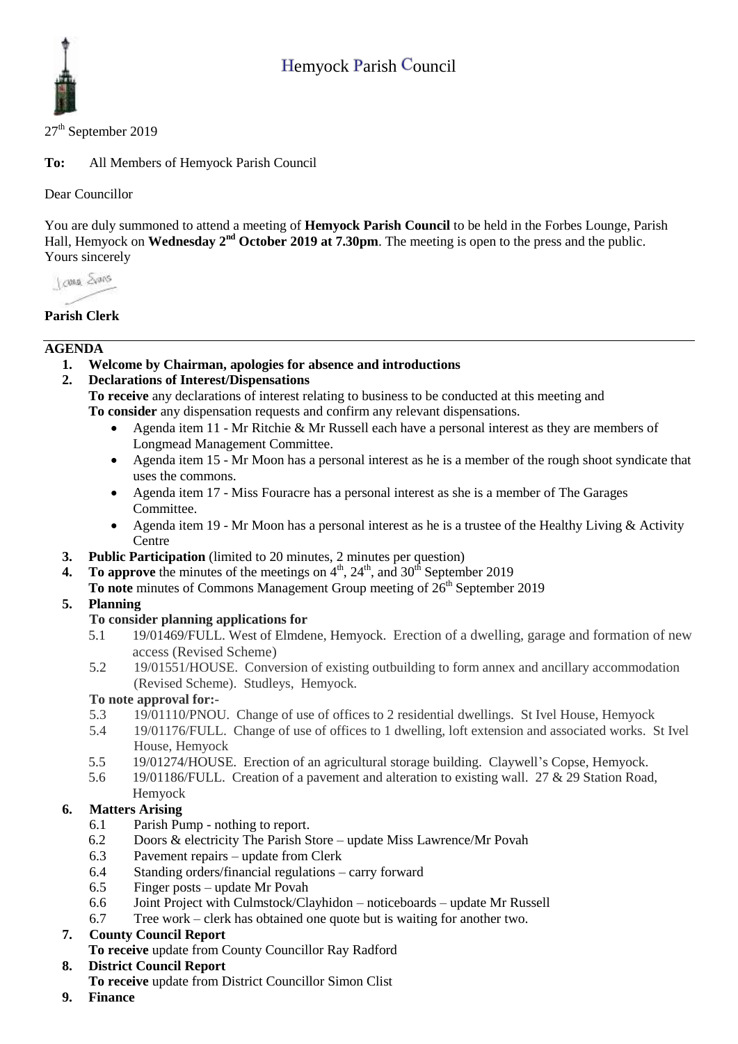# Hemyock Parish Council

27th September 2019

**To:** All Members of Hemyock Parish Council

Dear Councillor

You are duly summoned to attend a meeting of **Hemyock Parish Council** to be held in the Forbes Lounge, Parish Hall, Hemyock on **Wednesday 2nd October 2019 at 7.30pm**. The meeting is open to the press and the public.
Yours sincerely

**Parish Clerk**

---

## AGENDA

1. **Welcome by Chairman, apologies for absence and introductions**
2. **Declarations of Interest/Dispensations**
   **To receive** any declarations of interest relating to business to be conducted at this meeting and
   **To consider** any dispensation requests and confirm any relevant dispensations.
   - Agenda item 11 - Mr Ritchie & Mr Russell each have a personal interest as they are members of Longmead Management Committee.
   - Agenda item 15 - Mr Moon has a personal interest as he is a member of the rough shoot syndicate that uses the commons.
   - Agenda item 17 - Miss Fouracre has a personal interest as she is a member of The Garages Committee.
   - Agenda item 19 - Mr Moon has a personal interest as he is a trustee of the Healthy Living & Activity Centre
3. **Public Participation** (limited to 20 minutes, 2 minutes per question)
4. **To approve** the minutes of the meetings on 4th, 24th, and 30th September 2019
   **To note** minutes of Commons Management Group meeting of 26th September 2019
5. **Planning**
   **To consider planning applications for**
   - 5.1 19/01469/FULL. West of Elmdene, Hemyock. Erection of a dwelling, garage and formation of new access (Revised Scheme)
   - 5.2 19/01551/HOUSE. Conversion of existing outbuilding to form annex and ancillary accommodation (Revised Scheme). Studleys, Hemyock.

   **To note approval for:-**
   - 5.3 19/01110/PNOU. Change of use of offices to 2 residential dwellings. St Ivel House, Hemyock
   - 5.4 19/01176/FULL. Change of use of offices to 1 dwelling, loft extension and associated works. St Ivel House, Hemyock
   - 5.5 19/01274/HOUSE. Erection of an agricultural storage building. Claywell's Copse, Hemyock.
   - 5.6 19/01186/FULL. Creation of a pavement and alteration to existing wall. 27 & 29 Station Road, Hemyock
6. **Matters Arising**
   - 6.1 Parish Pump - nothing to report.
   - 6.2 Doors & electricity The Parish Store – update Miss Lawrence/Mr Povah
   - 6.3 Pavement repairs – update from Clerk
   - 6.4 Standing orders/financial regulations – carry forward
   - 6.5 Finger posts – update Mr Povah
   - 6.6 Joint Project with Culmstock/Clayhidon – noticeboards – update Mr Russell
   - 6.7 Tree work – clerk has obtained one quote but is waiting for another two.
7. **County Council Report**
   **To receive** update from County Councillor Ray Radford
8. **District Council Report**
   **To receive** update from District Councillor Simon Clist
9. **Finance**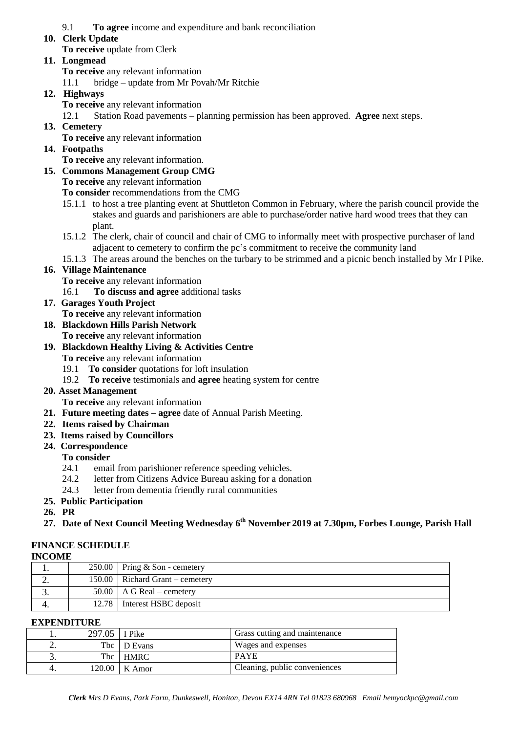9.1 **To agree** income and expenditure and bank reconciliation

**10. Clerk Update**

**To receive** update from Clerk

**11. Longmead**

**To receive** any relevant information

11.1 bridge – update from Mr Povah/Mr Ritchie

**12. Highways**

**To receive** any relevant information

12.1 Station Road pavements – planning permission has been approved. **Agree** next steps.

**13. Cemetery**

**To receive** any relevant information

**14. Footpaths**

**To receive** any relevant information.

**15. Commons Management Group CMG**

**To receive** any relevant information

**To consider** recommendations from the CMG

15.1.1 to host a tree planting event at Shuttleton Common in February, where the parish council provide the stakes and guards and parishioners are able to purchase/order native hard wood trees that they can plant.

15.1.2 The clerk, chair of council and chair of CMG to informally meet with prospective purchaser of land adjacent to cemetery to confirm the pc's commitment to receive the community land

15.1.3 The areas around the benches on the turbary to be strimmed and a picnic bench installed by Mr I Pike.

**16. Village Maintenance**

**To receive** any relevant information

16.1 **To discuss and agree** additional tasks

**17. Garages Youth Project**

**To receive** any relevant information

**18. Blackdown Hills Parish Network**

**To receive** any relevant information

**19. Blackdown Healthy Living & Activities Centre**

**To receive** any relevant information

19.1 **To consider** quotations for loft insulation

19.2 **To receive** testimonials and **agree** heating system for centre

**20. Asset Management**

**To receive** any relevant information

**21. Future meeting dates – agree** date of Annual Parish Meeting.

**22. Items raised by Chairman**

**23. Items raised by Councillors**

**24. Correspondence**

**To consider**

24.1 email from parishioner reference speeding vehicles.

24.2 letter from Citizens Advice Bureau asking for a donation

24.3 letter from dementia friendly rural communities

**25. Public Participation**

**26. PR**

**27. Date of Next Council Meeting Wednesday 6th November 2019 at 7.30pm, Forbes Lounge, Parish Hall**

## FINANCE SCHEDULE

### INCOME

| | | |
|---|---|---|
| 1. | 250.00 | Pring & Son - cemetery |
| 2. | 150.00 | Richard Grant – cemetery |
| 3. | 50.00 | A G Real – cemetery |
| 4. | 12.78 | Interest HSBC deposit |

### EXPENDITURE

| | | | |
|---|---|---|---|
| 1. | 297.05 | I Pike | Grass cutting and maintenance |
| 2. | Tbc | D Evans | Wages and expenses |
| 3. | Tbc | HMRC | PAYE |
| 4. | 120.00 | K Amor | Cleaning, public conveniences |

*Clerk Mrs D Evans, Park Farm, Dunkeswell, Honiton, Devon EX14 4RN Tel 01823 680968 Email hemyockpc@gmail.com*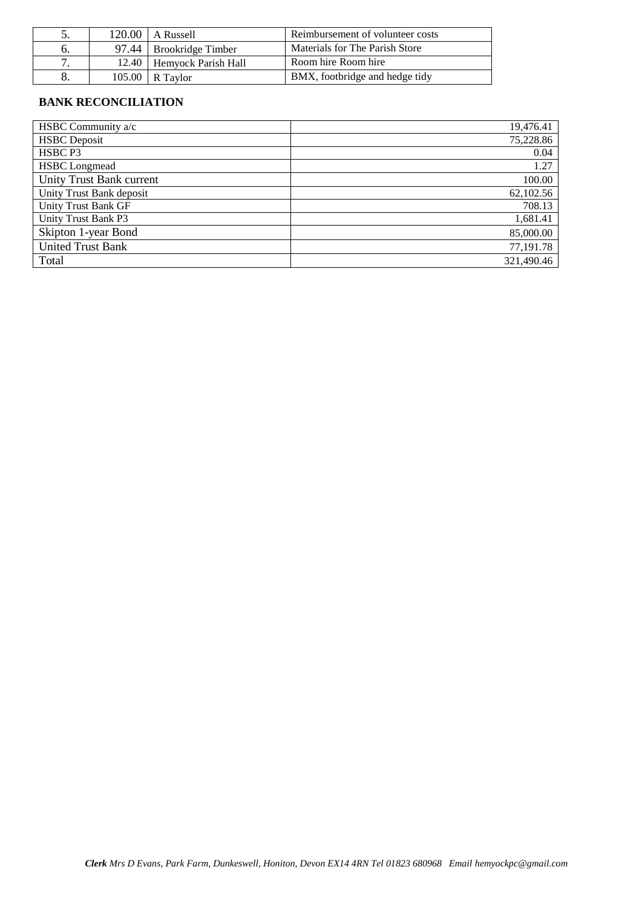| | | | |
|---|---|---|---|
| 5. | 120.00 | A Russell | Reimbursement of volunteer costs |
| 6. | 97.44 | Brookridge Timber | Materials for The Parish Store |
| 7. | 12.40 | Hemyock Parish Hall | Room hire Room hire |
| 8. | 105.00 | R Taylor | BMX, footbridge and hedge tidy |

**BANK RECONCILIATION**

| | |
|---|---|
| HSBC Community a/c | 19,476.41 |
| HSBC Deposit | 75,228.86 |
| HSBC P3 | 0.04 |
| HSBC Longmead | 1.27 |
| Unity Trust Bank current | 100.00 |
| Unity Trust Bank deposit | 62,102.56 |
| Unity Trust Bank GF | 708.13 |
| Unity Trust Bank P3 | 1,681.41 |
| Skipton 1-year Bond | 85,000.00 |
| United Trust Bank | 77,191.78 |
| Total | 321,490.46 |

***Clerk*** *Mrs D Evans, Park Farm, Dunkeswell, Honiton, Devon EX14 4RN Tel 01823 680968 Email hemyockpc@gmail.com*